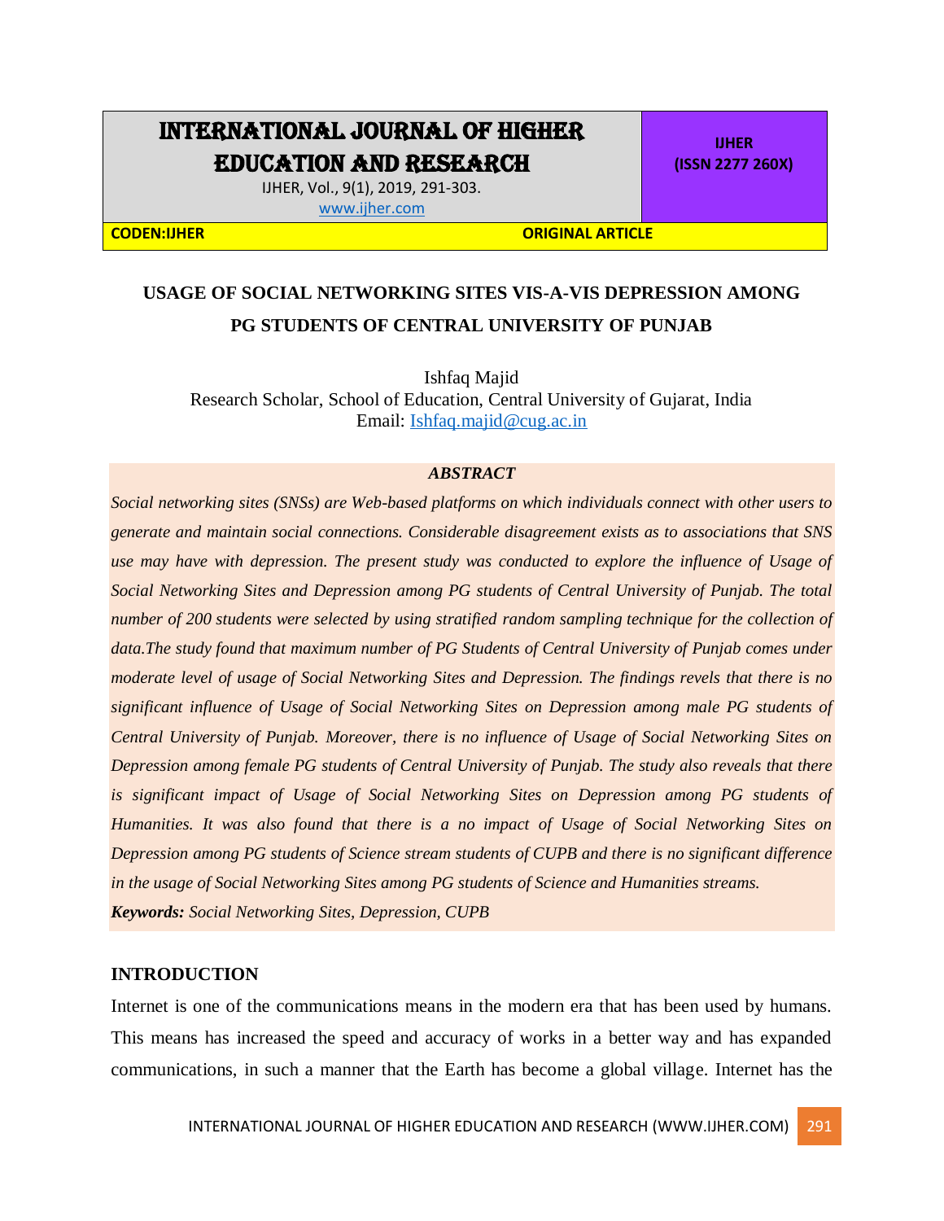# INTERNATIONAL JOURNAL OF HIGHER EDUCATION AND RESEARCH

IJHER, Vol., 9(1), 2019, 291-303.
www.ijher.com

**IJHER (ISSN 2277 260X)**

**CODEN:IJHER** **ORIGINAL ARTICLE**

## USAGE OF SOCIAL NETWORKING SITES VIS-A-VIS DEPRESSION AMONG PG STUDENTS OF CENTRAL UNIVERSITY OF PUNJAB

Ishfaq Majid
Research Scholar, School of Education, Central University of Gujarat, India
Email: Ishfaq.majid@cug.ac.in

### *ABSTRACT*

*Social networking sites (SNSs) are Web-based platforms on which individuals connect with other users to generate and maintain social connections. Considerable disagreement exists as to associations that SNS use may have with depression. The present study was conducted to explore the influence of Usage of Social Networking Sites and Depression among PG students of Central University of Punjab. The total number of 200 students were selected by using stratified random sampling technique for the collection of data.The study found that maximum number of PG Students of Central University of Punjab comes under moderate level of usage of Social Networking Sites and Depression. The findings revels that there is no significant influence of Usage of Social Networking Sites on Depression among male PG students of Central University of Punjab. Moreover, there is no influence of Usage of Social Networking Sites on Depression among female PG students of Central University of Punjab. The study also reveals that there is significant impact of Usage of Social Networking Sites on Depression among PG students of Humanities. It was also found that there is a no impact of Usage of Social Networking Sites on Depression among PG students of Science stream students of CUPB and there is no significant difference in the usage of Social Networking Sites among PG students of Science and Humanities streams.*

***Keywords:*** *Social Networking Sites, Depression, CUPB*

## INTRODUCTION

Internet is one of the communications means in the modern era that has been used by humans. This means has increased the speed and accuracy of works in a better way and has expanded communications, in such a manner that the Earth has become a global village. Internet has the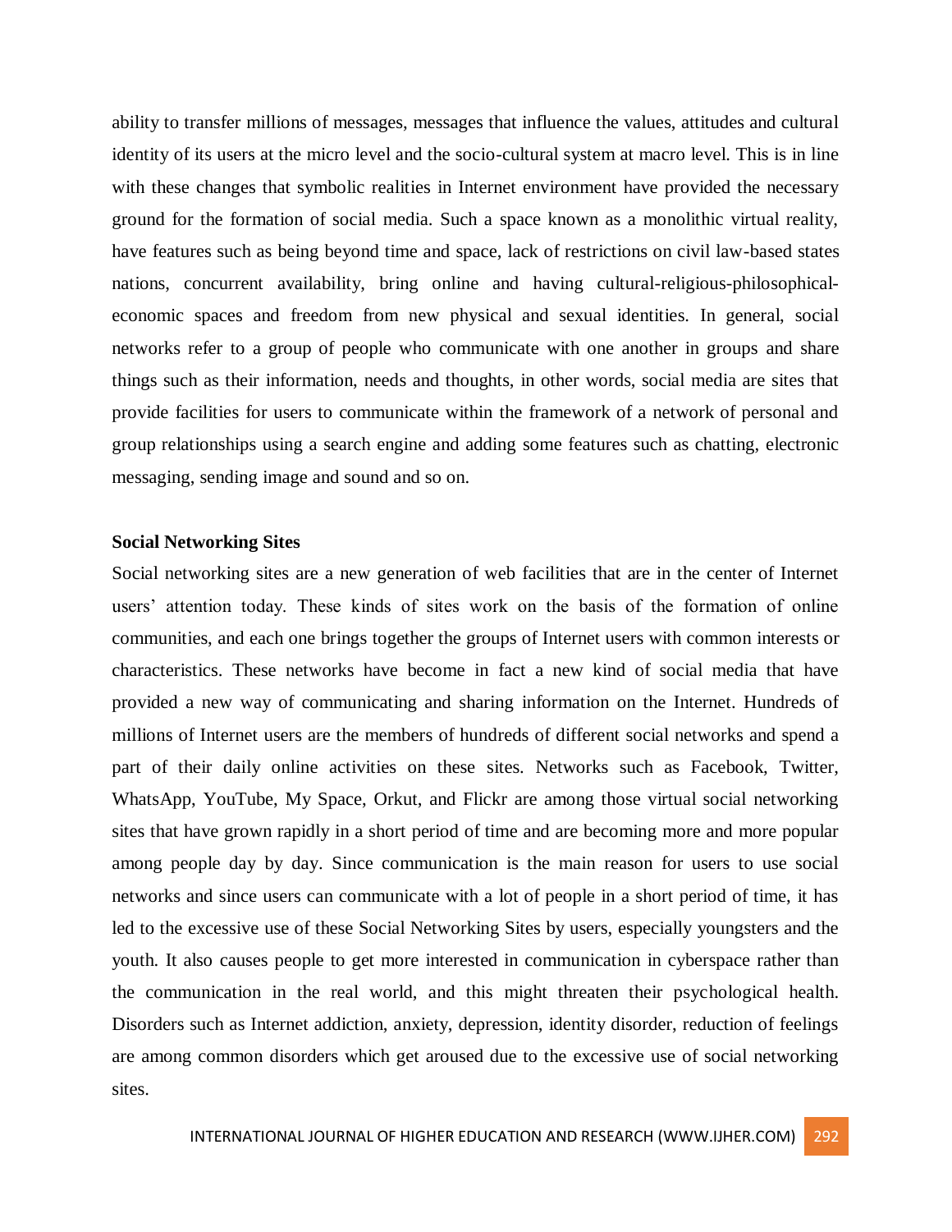ability to transfer millions of messages, messages that influence the values, attitudes and cultural identity of its users at the micro level and the socio-cultural system at macro level. This is in line with these changes that symbolic realities in Internet environment have provided the necessary ground for the formation of social media. Such a space known as a monolithic virtual reality, have features such as being beyond time and space, lack of restrictions on civil law-based states nations, concurrent availability, bring online and having cultural-religious-philosophical-economic spaces and freedom from new physical and sexual identities. In general, social networks refer to a group of people who communicate with one another in groups and share things such as their information, needs and thoughts, in other words, social media are sites that provide facilities for users to communicate within the framework of a network of personal and group relationships using a search engine and adding some features such as chatting, electronic messaging, sending image and sound and so on.

**Social Networking Sites**

Social networking sites are a new generation of web facilities that are in the center of Internet users' attention today. These kinds of sites work on the basis of the formation of online communities, and each one brings together the groups of Internet users with common interests or characteristics. These networks have become in fact a new kind of social media that have provided a new way of communicating and sharing information on the Internet. Hundreds of millions of Internet users are the members of hundreds of different social networks and spend a part of their daily online activities on these sites. Networks such as Facebook, Twitter, WhatsApp, YouTube, My Space, Orkut, and Flickr are among those virtual social networking sites that have grown rapidly in a short period of time and are becoming more and more popular among people day by day. Since communication is the main reason for users to use social networks and since users can communicate with a lot of people in a short period of time, it has led to the excessive use of these Social Networking Sites by users, especially youngsters and the youth. It also causes people to get more interested in communication in cyberspace rather than the communication in the real world, and this might threaten their psychological health. Disorders such as Internet addiction, anxiety, depression, identity disorder, reduction of feelings are among common disorders which get aroused due to the excessive use of social networking sites.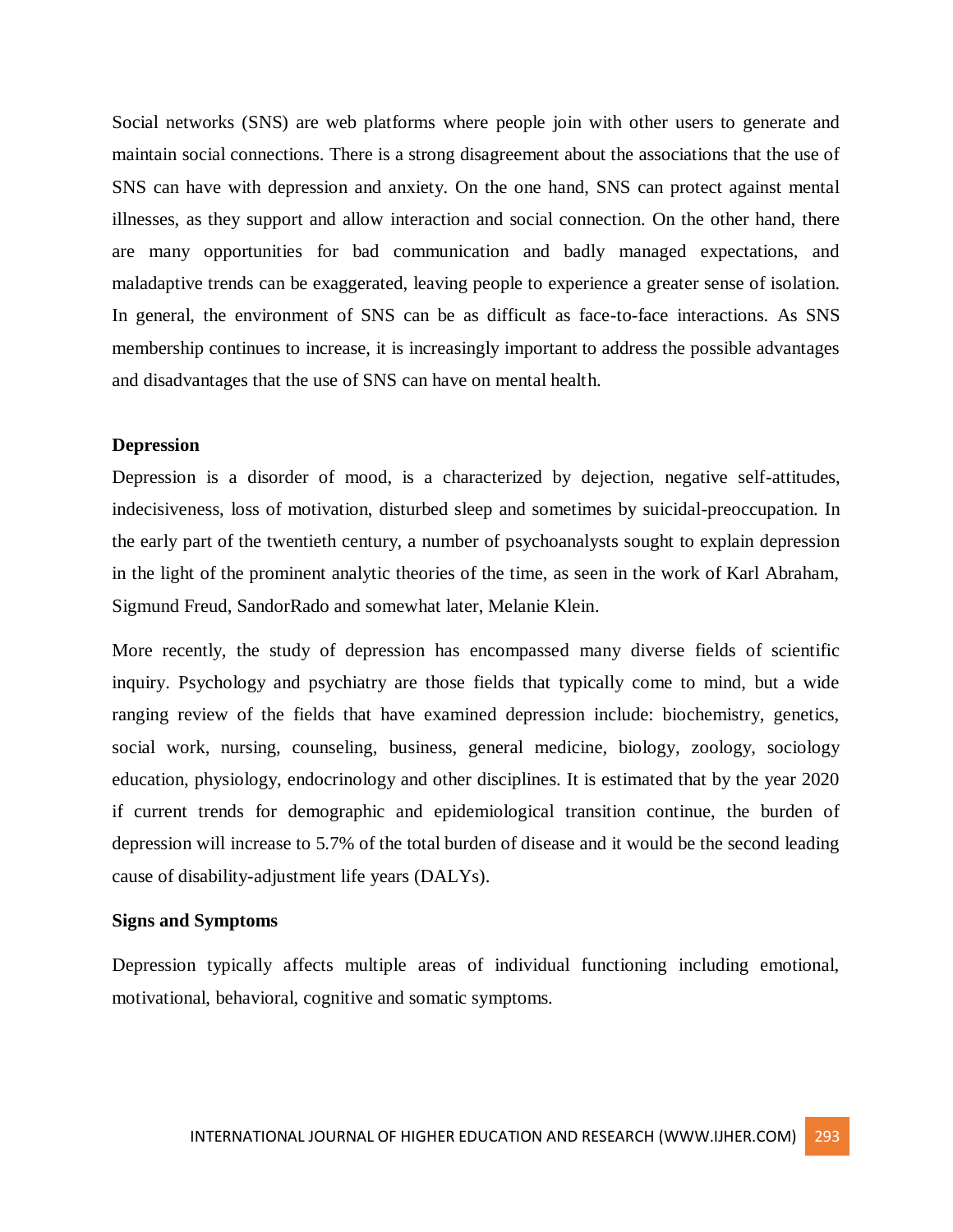Social networks (SNS) are web platforms where people join with other users to generate and maintain social connections. There is a strong disagreement about the associations that the use of SNS can have with depression and anxiety. On the one hand, SNS can protect against mental illnesses, as they support and allow interaction and social connection. On the other hand, there are many opportunities for bad communication and badly managed expectations, and maladaptive trends can be exaggerated, leaving people to experience a greater sense of isolation. In general, the environment of SNS can be as difficult as face-to-face interactions. As SNS membership continues to increase, it is increasingly important to address the possible advantages and disadvantages that the use of SNS can have on mental health.

**Depression**

Depression is a disorder of mood, is a characterized by dejection, negative self-attitudes, indecisiveness, loss of motivation, disturbed sleep and sometimes by suicidal-preoccupation. In the early part of the twentieth century, a number of psychoanalysts sought to explain depression in the light of the prominent analytic theories of the time, as seen in the work of Karl Abraham, Sigmund Freud, SandorRado and somewhat later, Melanie Klein.

More recently, the study of depression has encompassed many diverse fields of scientific inquiry. Psychology and psychiatry are those fields that typically come to mind, but a wide ranging review of the fields that have examined depression include: biochemistry, genetics, social work, nursing, counseling, business, general medicine, biology, zoology, sociology education, physiology, endocrinology and other disciplines. It is estimated that by the year 2020 if current trends for demographic and epidemiological transition continue, the burden of depression will increase to 5.7% of the total burden of disease and it would be the second leading cause of disability-adjustment life years (DALYs).

**Signs and Symptoms**

Depression typically affects multiple areas of individual functioning including emotional, motivational, behavioral, cognitive and somatic symptoms.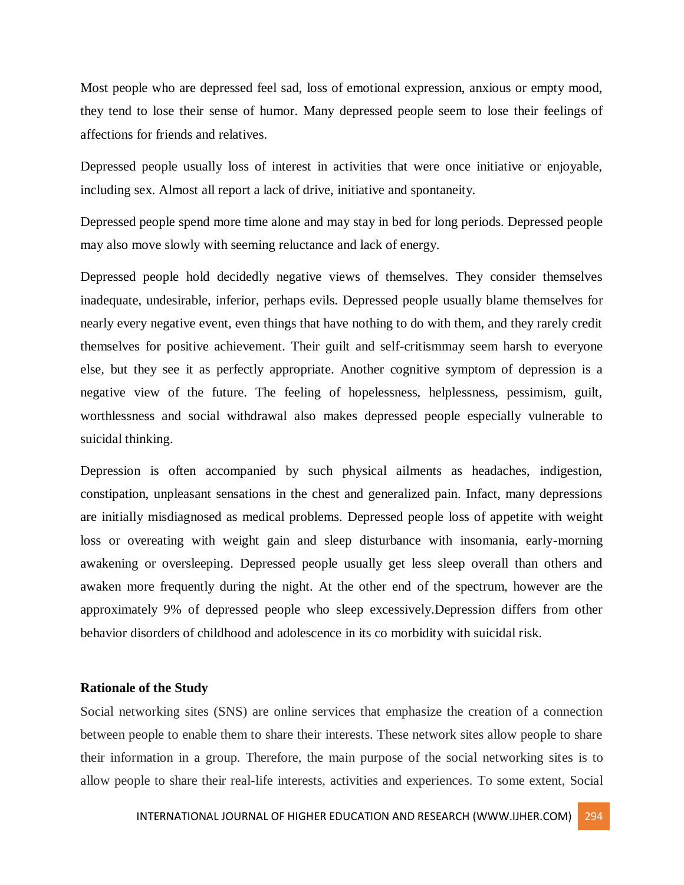Most people who are depressed feel sad, loss of emotional expression, anxious or empty mood, they tend to lose their sense of humor. Many depressed people seem to lose their feelings of affections for friends and relatives.

Depressed people usually loss of interest in activities that were once initiative or enjoyable, including sex. Almost all report a lack of drive, initiative and spontaneity.

Depressed people spend more time alone and may stay in bed for long periods. Depressed people may also move slowly with seeming reluctance and lack of energy.

Depressed people hold decidedly negative views of themselves. They consider themselves inadequate, undesirable, inferior, perhaps evils. Depressed people usually blame themselves for nearly every negative event, even things that have nothing to do with them, and they rarely credit themselves for positive achievement. Their guilt and self-critismmay seem harsh to everyone else, but they see it as perfectly appropriate. Another cognitive symptom of depression is a negative view of the future. The feeling of hopelessness, helplessness, pessimism, guilt, worthlessness and social withdrawal also makes depressed people especially vulnerable to suicidal thinking.

Depression is often accompanied by such physical ailments as headaches, indigestion, constipation, unpleasant sensations in the chest and generalized pain. Infact, many depressions are initially misdiagnosed as medical problems. Depressed people loss of appetite with weight loss or overeating with weight gain and sleep disturbance with insomania, early-morning awakening or oversleeping. Depressed people usually get less sleep overall than others and awaken more frequently during the night. At the other end of the spectrum, however are the approximately 9% of depressed people who sleep excessively.Depression differs from other behavior disorders of childhood and adolescence in its co morbidity with suicidal risk.

**Rationale of the Study**

Social networking sites (SNS) are online services that emphasize the creation of a connection between people to enable them to share their interests. These network sites allow people to share their information in a group. Therefore, the main purpose of the social networking sites is to allow people to share their real-life interests, activities and experiences. To some extent, Social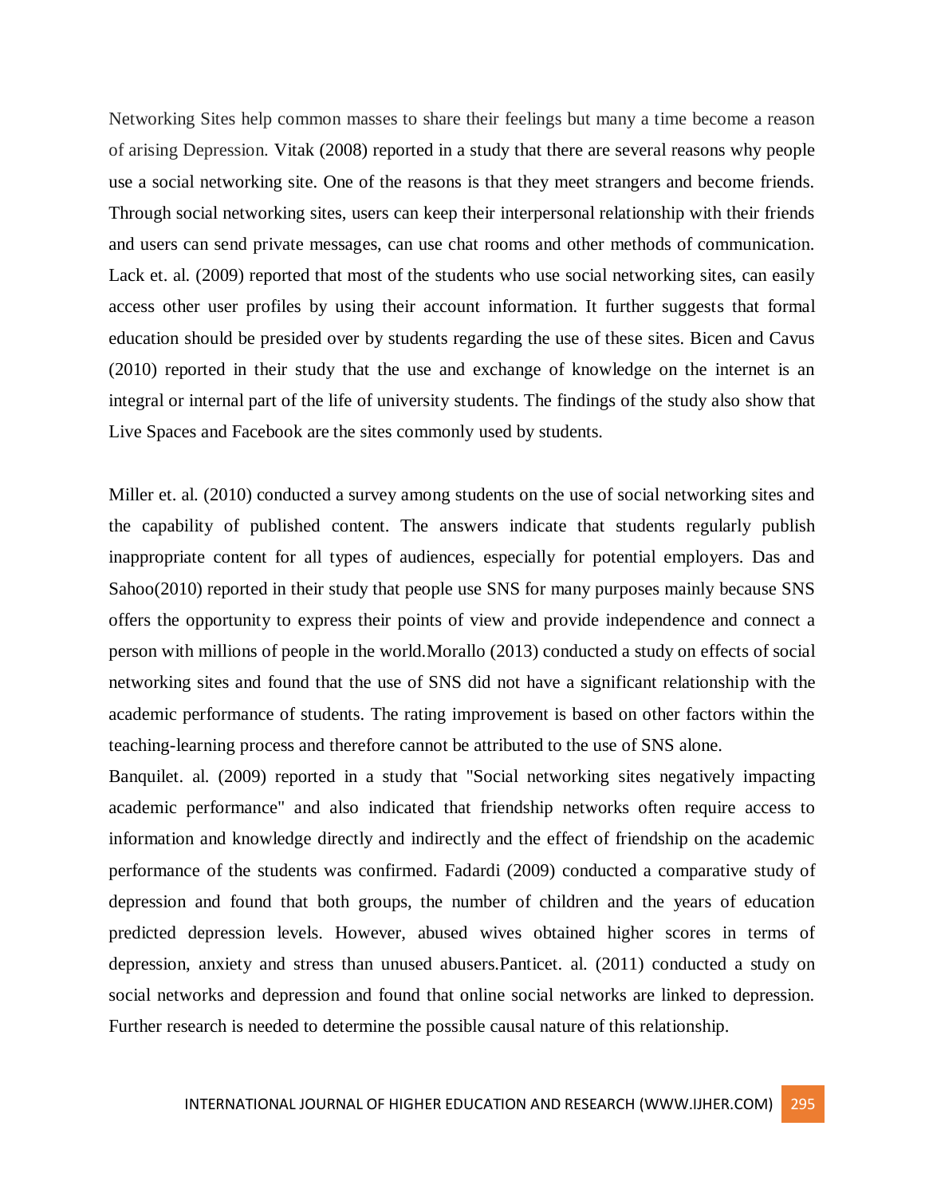Networking Sites help common masses to share their feelings but many a time become a reason of arising Depression. Vitak (2008) reported in a study that there are several reasons why people use a social networking site. One of the reasons is that they meet strangers and become friends. Through social networking sites, users can keep their interpersonal relationship with their friends and users can send private messages, can use chat rooms and other methods of communication. Lack et. al. (2009) reported that most of the students who use social networking sites, can easily access other user profiles by using their account information. It further suggests that formal education should be presided over by students regarding the use of these sites. Bicen and Cavus (2010) reported in their study that the use and exchange of knowledge on the internet is an integral or internal part of the life of university students. The findings of the study also show that Live Spaces and Facebook are the sites commonly used by students.

Miller et. al. (2010) conducted a survey among students on the use of social networking sites and the capability of published content. The answers indicate that students regularly publish inappropriate content for all types of audiences, especially for potential employers. Das and Sahoo(2010) reported in their study that people use SNS for many purposes mainly because SNS offers the opportunity to express their points of view and provide independence and connect a person with millions of people in the world.Morallo (2013) conducted a study on effects of social networking sites and found that the use of SNS did not have a significant relationship with the academic performance of students. The rating improvement is based on other factors within the teaching-learning process and therefore cannot be attributed to the use of SNS alone.

Banquilet. al. (2009) reported in a study that "Social networking sites negatively impacting academic performance" and also indicated that friendship networks often require access to information and knowledge directly and indirectly and the effect of friendship on the academic performance of the students was confirmed. Fadardi (2009) conducted a comparative study of depression and found that both groups, the number of children and the years of education predicted depression levels. However, abused wives obtained higher scores in terms of depression, anxiety and stress than unused abusers.Panticet. al. (2011) conducted a study on social networks and depression and found that online social networks are linked to depression. Further research is needed to determine the possible causal nature of this relationship.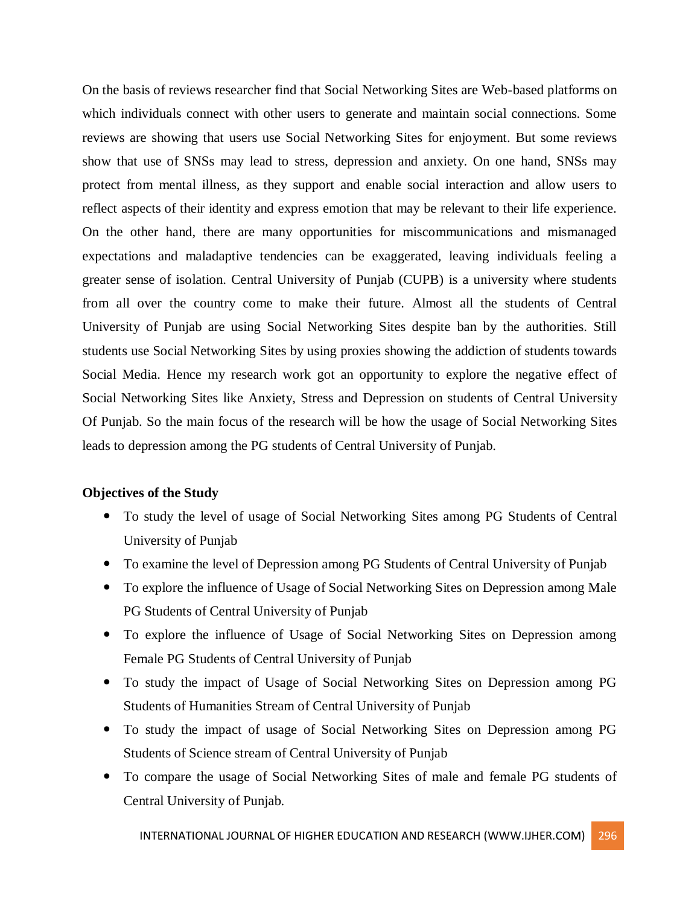On the basis of reviews researcher find that Social Networking Sites are Web-based platforms on which individuals connect with other users to generate and maintain social connections. Some reviews are showing that users use Social Networking Sites for enjoyment. But some reviews show that use of SNSs may lead to stress, depression and anxiety. On one hand, SNSs may protect from mental illness, as they support and enable social interaction and allow users to reflect aspects of their identity and express emotion that may be relevant to their life experience. On the other hand, there are many opportunities for miscommunications and mismanaged expectations and maladaptive tendencies can be exaggerated, leaving individuals feeling a greater sense of isolation. Central University of Punjab (CUPB) is a university where students from all over the country come to make their future. Almost all the students of Central University of Punjab are using Social Networking Sites despite ban by the authorities. Still students use Social Networking Sites by using proxies showing the addiction of students towards Social Media. Hence my research work got an opportunity to explore the negative effect of Social Networking Sites like Anxiety, Stress and Depression on students of Central University Of Punjab. So the main focus of the research will be how the usage of Social Networking Sites leads to depression among the PG students of Central University of Punjab.

**Objectives of the Study**

- To study the level of usage of Social Networking Sites among PG Students of Central University of Punjab
- To examine the level of Depression among PG Students of Central University of Punjab
- To explore the influence of Usage of Social Networking Sites on Depression among Male PG Students of Central University of Punjab
- To explore the influence of Usage of Social Networking Sites on Depression among Female PG Students of Central University of Punjab
- To study the impact of Usage of Social Networking Sites on Depression among PG Students of Humanities Stream of Central University of Punjab
- To study the impact of usage of Social Networking Sites on Depression among PG Students of Science stream of Central University of Punjab
- To compare the usage of Social Networking Sites of male and female PG students of Central University of Punjab.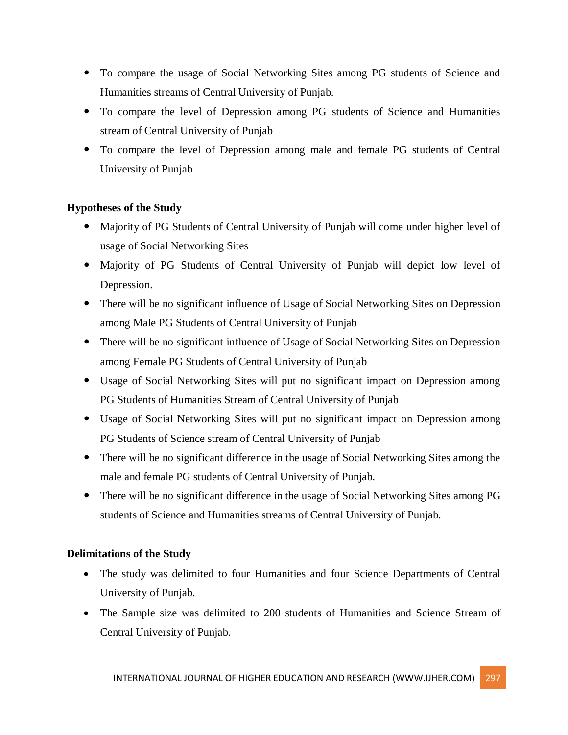- To compare the usage of Social Networking Sites among PG students of Science and Humanities streams of Central University of Punjab.
- To compare the level of Depression among PG students of Science and Humanities stream of Central University of Punjab
- To compare the level of Depression among male and female PG students of Central University of Punjab

**Hypotheses of the Study**

- Majority of PG Students of Central University of Punjab will come under higher level of usage of Social Networking Sites
- Majority of PG Students of Central University of Punjab will depict low level of Depression.
- There will be no significant influence of Usage of Social Networking Sites on Depression among Male PG Students of Central University of Punjab
- There will be no significant influence of Usage of Social Networking Sites on Depression among Female PG Students of Central University of Punjab
- Usage of Social Networking Sites will put no significant impact on Depression among PG Students of Humanities Stream of Central University of Punjab
- Usage of Social Networking Sites will put no significant impact on Depression among PG Students of Science stream of Central University of Punjab
- There will be no significant difference in the usage of Social Networking Sites among the male and female PG students of Central University of Punjab.
- There will be no significant difference in the usage of Social Networking Sites among PG students of Science and Humanities streams of Central University of Punjab.

**Delimitations of the Study**

- The study was delimited to four Humanities and four Science Departments of Central University of Punjab.
- The Sample size was delimited to 200 students of Humanities and Science Stream of Central University of Punjab.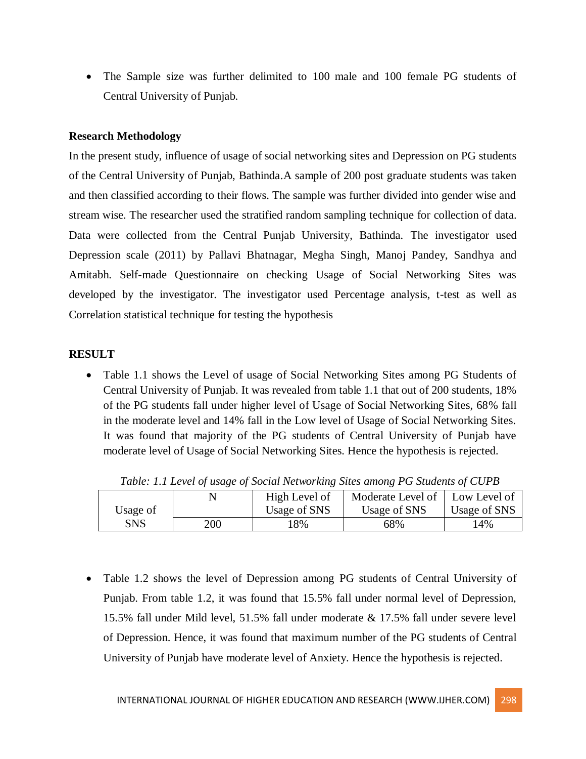- The Sample size was further delimited to 100 male and 100 female PG students of Central University of Punjab.

**Research Methodology**

In the present study, influence of usage of social networking sites and Depression on PG students of the Central University of Punjab, Bathinda.A sample of 200 post graduate students was taken and then classified according to their flows. The sample was further divided into gender wise and stream wise. The researcher used the stratified random sampling technique for collection of data. Data were collected from the Central Punjab University, Bathinda. The investigator used Depression scale (2011) by Pallavi Bhatnagar, Megha Singh, Manoj Pandey, Sandhya and Amitabh. Self-made Questionnaire on checking Usage of Social Networking Sites was developed by the investigator. The investigator used Percentage analysis, t-test as well as Correlation statistical technique for testing the hypothesis

**RESULT**

- Table 1.1 shows the Level of usage of Social Networking Sites among PG Students of Central University of Punjab. It was revealed from table 1.1 that out of 200 students, 18% of the PG students fall under higher level of Usage of Social Networking Sites, 68% fall in the moderate level and 14% fall in the Low level of Usage of Social Networking Sites. It was found that majority of the PG students of Central University of Punjab have moderate level of Usage of Social Networking Sites. Hence the hypothesis is rejected.

*Table: 1.1 Level of usage of Social Networking Sites among PG Students of CUPB*

| Usage of SNS | N | High Level of Usage of SNS | Moderate Level of Usage of SNS | Low Level of Usage of SNS |
|---|---|---|---|---|
| | 200 | 18% | 68% | 14% |

- Table 1.2 shows the level of Depression among PG students of Central University of Punjab. From table 1.2, it was found that 15.5% fall under normal level of Depression, 15.5% fall under Mild level, 51.5% fall under moderate & 17.5% fall under severe level of Depression. Hence, it was found that maximum number of the PG students of Central University of Punjab have moderate level of Anxiety. Hence the hypothesis is rejected.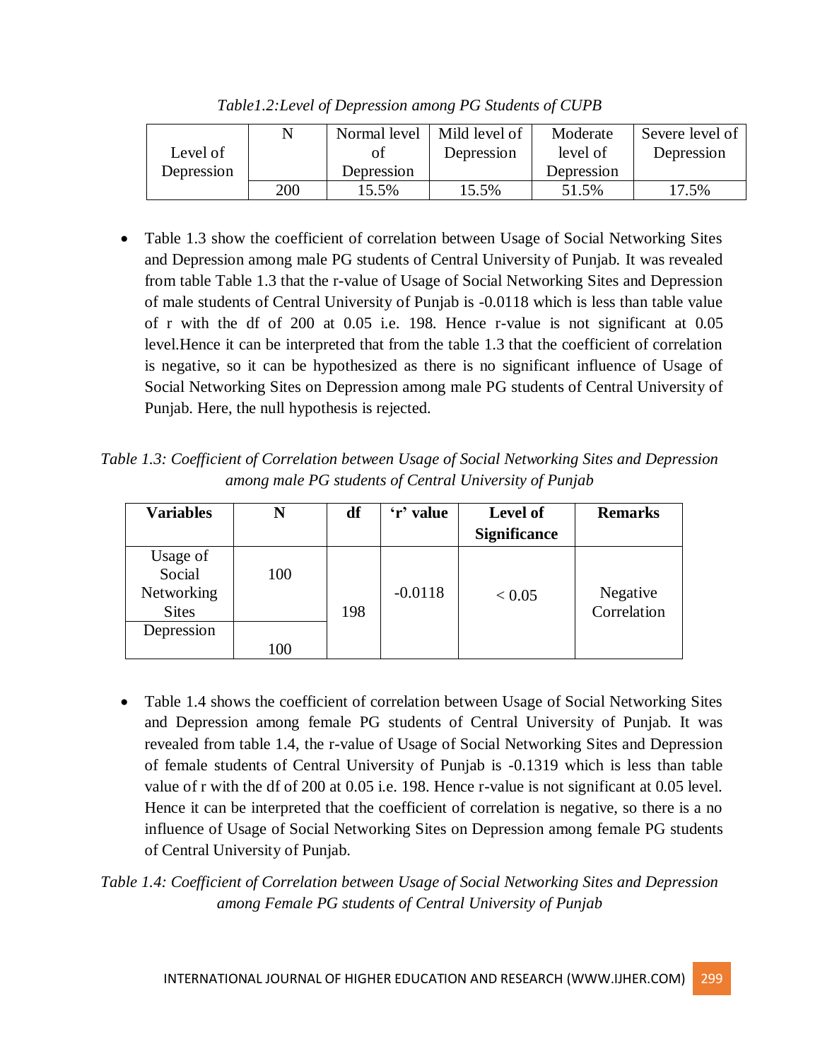*Table1.2:Level of Depression among PG Students of CUPB*

| Level of Depression | N | Normal level of Depression | Mild level of Depression | Moderate level of Depression | Severe level of Depression |
|---|---|---|---|---|---|
| | 200 | 15.5% | 15.5% | 51.5% | 17.5% |

- Table 1.3 show the coefficient of correlation between Usage of Social Networking Sites and Depression among male PG students of Central University of Punjab. It was revealed from table Table 1.3 that the r-value of Usage of Social Networking Sites and Depression of male students of Central University of Punjab is -0.0118 which is less than table value of r with the df of 200 at 0.05 i.e. 198. Hence r-value is not significant at 0.05 level.Hence it can be interpreted that from the table 1.3 that the coefficient of correlation is negative, so it can be hypothesized as there is no significant influence of Usage of Social Networking Sites on Depression among male PG students of Central University of Punjab. Here, the null hypothesis is rejected.

*Table 1.3: Coefficient of Correlation between Usage of Social Networking Sites and Depression among male PG students of Central University of Punjab*

| **Variables** | **N** | **df** | **'r' value** | **Level of Significance** | **Remarks** |
|---|---|---|---|---|---|
| Usage of Social Networking Sites | 100 | 198 | -0.0118 | < 0.05 | Negative Correlation |
| Depression | 100 | | | | |

- Table 1.4 shows the coefficient of correlation between Usage of Social Networking Sites and Depression among female PG students of Central University of Punjab. It was revealed from table 1.4, the r-value of Usage of Social Networking Sites and Depression of female students of Central University of Punjab is -0.1319 which is less than table value of r with the df of 200 at 0.05 i.e. 198. Hence r-value is not significant at 0.05 level. Hence it can be interpreted that the coefficient of correlation is negative, so there is a no influence of Usage of Social Networking Sites on Depression among female PG students of Central University of Punjab.

*Table 1.4: Coefficient of Correlation between Usage of Social Networking Sites and Depression among Female PG students of Central University of Punjab*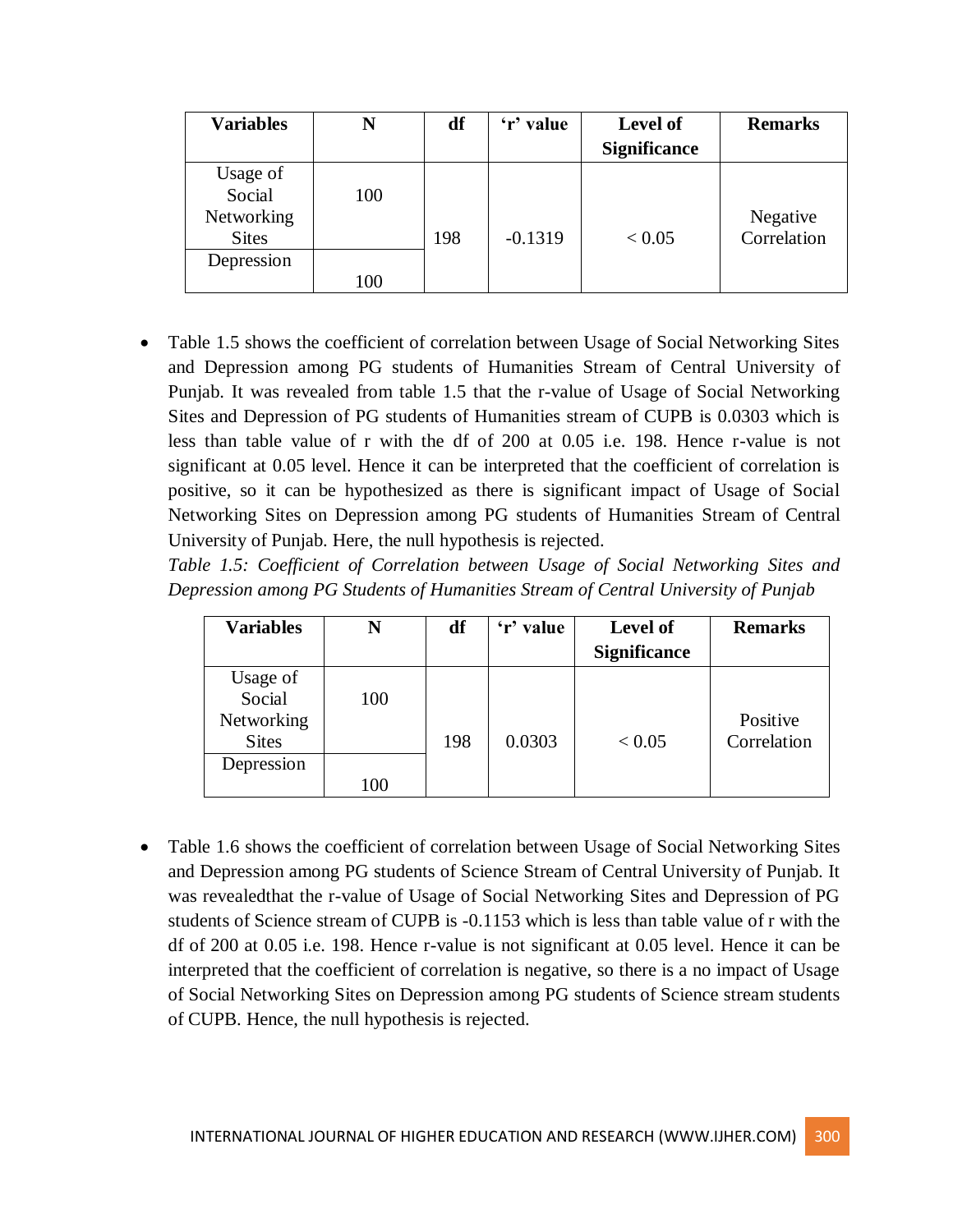| Variables | N | df | 'r' value | Level of Significance | Remarks |
|---|---|---|---|---|---|
| Usage of Social Networking Sites | 100 | 198 | -0.1319 | < 0.05 | Negative Correlation |
| Depression | 100 | | | | |

- Table 1.5 shows the coefficient of correlation between Usage of Social Networking Sites and Depression among PG students of Humanities Stream of Central University of Punjab. It was revealed from table 1.5 that the r-value of Usage of Social Networking Sites and Depression of PG students of Humanities stream of CUPB is 0.0303 which is less than table value of r with the df of 200 at 0.05 i.e. 198. Hence r-value is not significant at 0.05 level. Hence it can be interpreted that the coefficient of correlation is positive, so it can be hypothesized as there is significant impact of Usage of Social Networking Sites on Depression among PG students of Humanities Stream of Central University of Punjab. Here, the null hypothesis is rejected.

*Table 1.5: Coefficient of Correlation between Usage of Social Networking Sites and Depression among PG Students of Humanities Stream of Central University of Punjab*

| Variables | N | df | 'r' value | Level of Significance | Remarks |
|---|---|---|---|---|---|
| Usage of Social Networking Sites | 100 | 198 | 0.0303 | < 0.05 | Positive Correlation |
| Depression | 100 | | | | |

- Table 1.6 shows the coefficient of correlation between Usage of Social Networking Sites and Depression among PG students of Science Stream of Central University of Punjab. It was revealedthat the r-value of Usage of Social Networking Sites and Depression of PG students of Science stream of CUPB is -0.1153 which is less than table value of r with the df of 200 at 0.05 i.e. 198. Hence r-value is not significant at 0.05 level. Hence it can be interpreted that the coefficient of correlation is negative, so there is a no impact of Usage of Social Networking Sites on Depression among PG students of Science stream students of CUPB. Hence, the null hypothesis is rejected.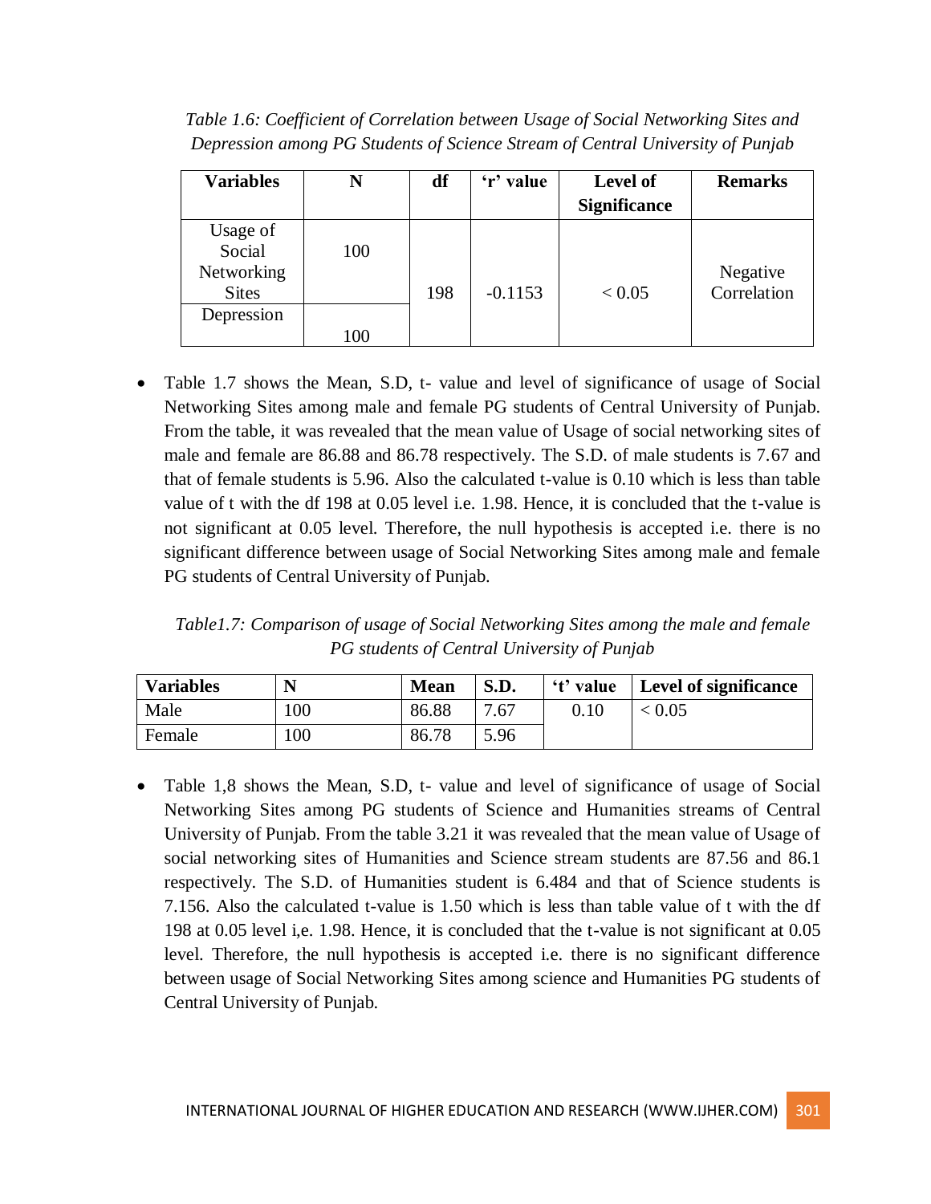*Table 1.6: Coefficient of Correlation between Usage of Social Networking Sites and Depression among PG Students of Science Stream of Central University of Punjab*

| Variables | N | df | 'r' value | Level of Significance | Remarks |
|---|---|---|---|---|---|
| Usage of Social Networking Sites | 100 | 198 | -0.1153 | < 0.05 | Negative Correlation |
| Depression | 100 | | | | |

- Table 1.7 shows the Mean, S.D, t- value and level of significance of usage of Social Networking Sites among male and female PG students of Central University of Punjab. From the table, it was revealed that the mean value of Usage of social networking sites of male and female are 86.88 and 86.78 respectively. The S.D. of male students is 7.67 and that of female students is 5.96. Also the calculated t-value is 0.10 which is less than table value of t with the df 198 at 0.05 level i.e. 1.98. Hence, it is concluded that the t-value is not significant at 0.05 level. Therefore, the null hypothesis is accepted i.e. there is no significant difference between usage of Social Networking Sites among male and female PG students of Central University of Punjab.

*Table1.7: Comparison of usage of Social Networking Sites among the male and female PG students of Central University of Punjab*

| Variables | N | Mean | S.D. | 't' value | Level of significance |
|---|---|---|---|---|---|
| Male | 100 | 86.88 | 7.67 | 0.10 | < 0.05 |
| Female | 100 | 86.78 | 5.96 | | |

- Table 1,8 shows the Mean, S.D, t- value and level of significance of usage of Social Networking Sites among PG students of Science and Humanities streams of Central University of Punjab. From the table 3.21 it was revealed that the mean value of Usage of social networking sites of Humanities and Science stream students are 87.56 and 86.1 respectively. The S.D. of Humanities student is 6.484 and that of Science students is 7.156. Also the calculated t-value is 1.50 which is less than table value of t with the df 198 at 0.05 level i,e. 1.98. Hence, it is concluded that the t-value is not significant at 0.05 level. Therefore, the null hypothesis is accepted i.e. there is no significant difference between usage of Social Networking Sites among science and Humanities PG students of Central University of Punjab.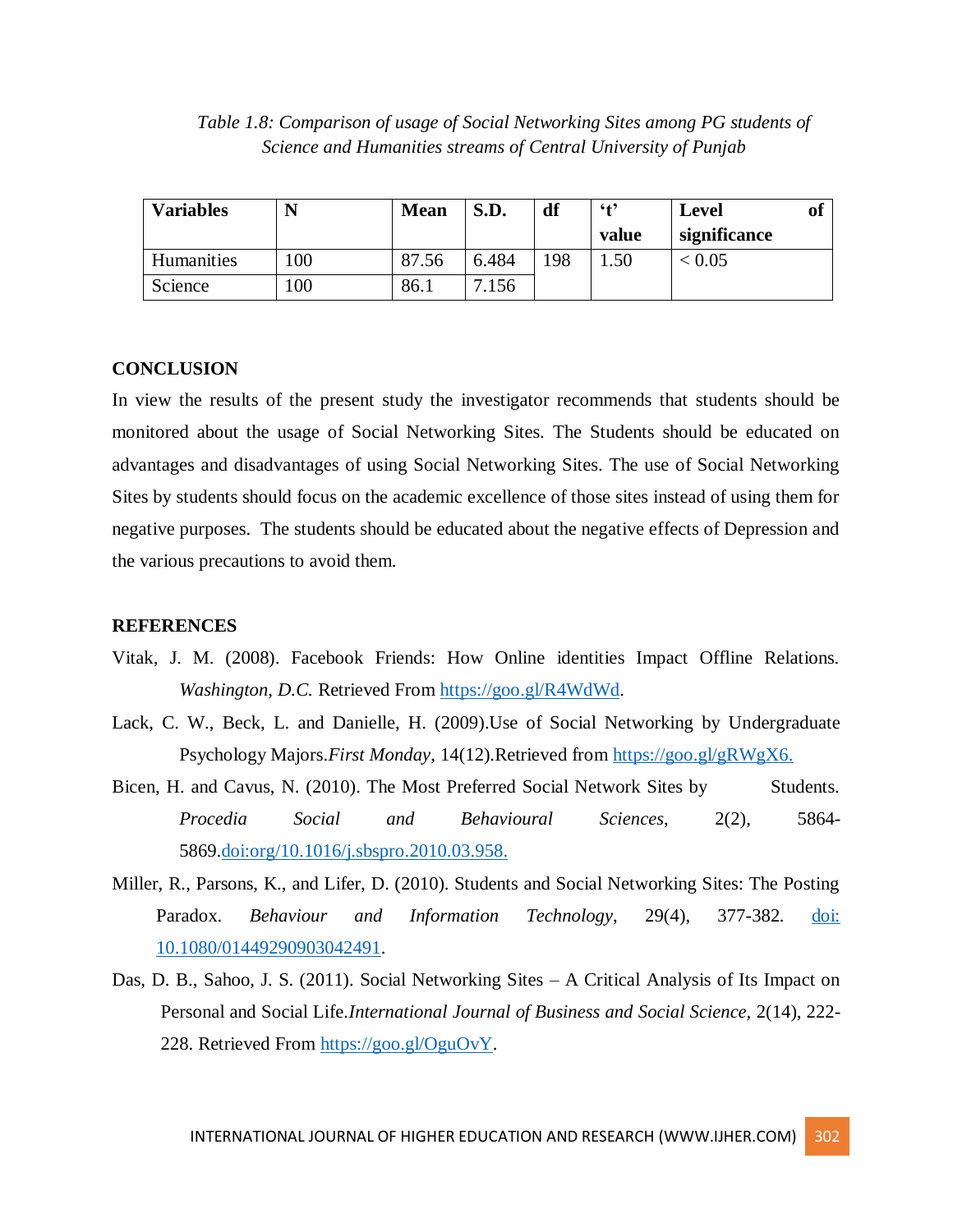*Table 1.8: Comparison of usage of Social Networking Sites among PG students of Science and Humanities streams of Central University of Punjab*

| Variables | N | Mean | S.D. | df | 't' value | Level of significance |
|---|---|---|---|---|---|---|
| Humanities | 100 | 87.56 | 6.484 | 198 | 1.50 | < 0.05 |
| Science | 100 | 86.1 | 7.156 | | | |

## CONCLUSION

In view the results of the present study the investigator recommends that students should be monitored about the usage of Social Networking Sites. The Students should be educated on advantages and disadvantages of using Social Networking Sites. The use of Social Networking Sites by students should focus on the academic excellence of those sites instead of using them for negative purposes. The students should be educated about the negative effects of Depression and the various precautions to avoid them.

## REFERENCES

Vitak, J. M. (2008). Facebook Friends: How Online identities Impact Offline Relations. *Washington, D.C.* Retrieved From https://goo.gl/R4WdWd.

Lack, C. W., Beck, L. and Danielle, H. (2009).Use of Social Networking by Undergraduate Psychology Majors.*First Monday*, 14(12).Retrieved from https://goo.gl/gRWgX6.

Bicen, H. and Cavus, N. (2010). The Most Preferred Social Network Sites by Students. *Procedia Social and Behavioural Sciences*, 2(2), 5864-5869.doi:org/10.1016/j.sbspro.2010.03.958.

Miller, R., Parsons, K., and Lifer, D. (2010). Students and Social Networking Sites: The Posting Paradox. *Behaviour and Information Technology*, 29(4), 377-382. doi: 10.1080/01449290903042491.

Das, D. B., Sahoo, J. S. (2011). Social Networking Sites – A Critical Analysis of Its Impact on Personal and Social Life.*International Journal of Business and Social Science*, 2(14), 222-228. Retrieved From https://goo.gl/OguOvY.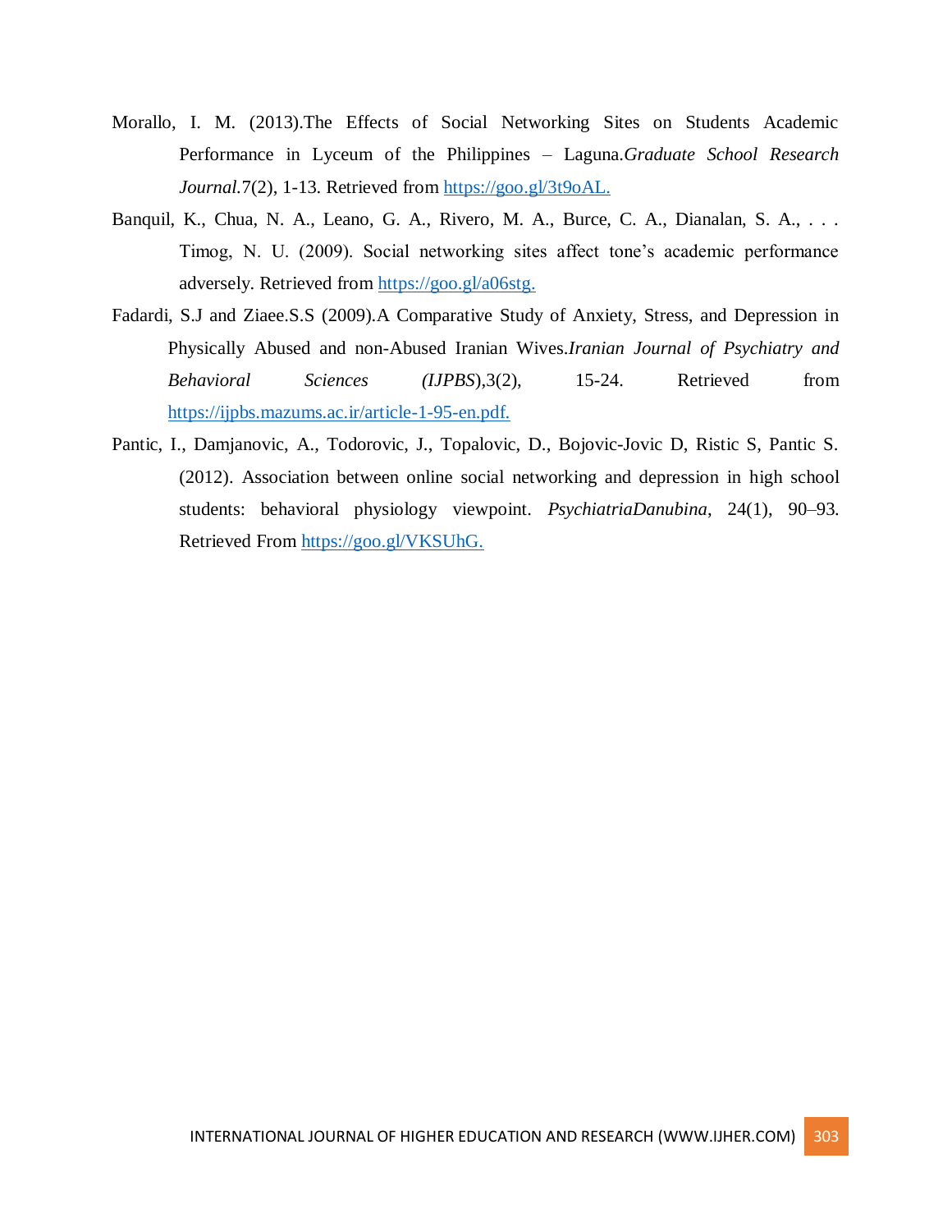Morallo, I. M. (2013).The Effects of Social Networking Sites on Students Academic Performance in Lyceum of the Philippines – Laguna.*Graduate School Research Journal.*7(2), 1-13. Retrieved from https://goo.gl/3t9oAL.

Banquil, K., Chua, N. A., Leano, G. A., Rivero, M. A., Burce, C. A., Dianalan, S. A., . . . Timog, N. U. (2009). Social networking sites affect tone's academic performance adversely. Retrieved from https://goo.gl/a06stg.

Fadardi, S.J and Ziaee.S.S (2009).A Comparative Study of Anxiety, Stress, and Depression in Physically Abused and non-Abused Iranian Wives.*Iranian Journal of Psychiatry and Behavioral Sciences (IJPBS)*,3(2), 15-24. Retrieved from https://ijpbs.mazums.ac.ir/article-1-95-en.pdf.

Pantic, I., Damjanovic, A., Todorovic, J., Topalovic, D., Bojovic-Jovic D, Ristic S, Pantic S. (2012). Association between online social networking and depression in high school students: behavioral physiology viewpoint. *PsychiatriaDanubina*, 24(1), 90–93. Retrieved From https://goo.gl/VKSUhG.